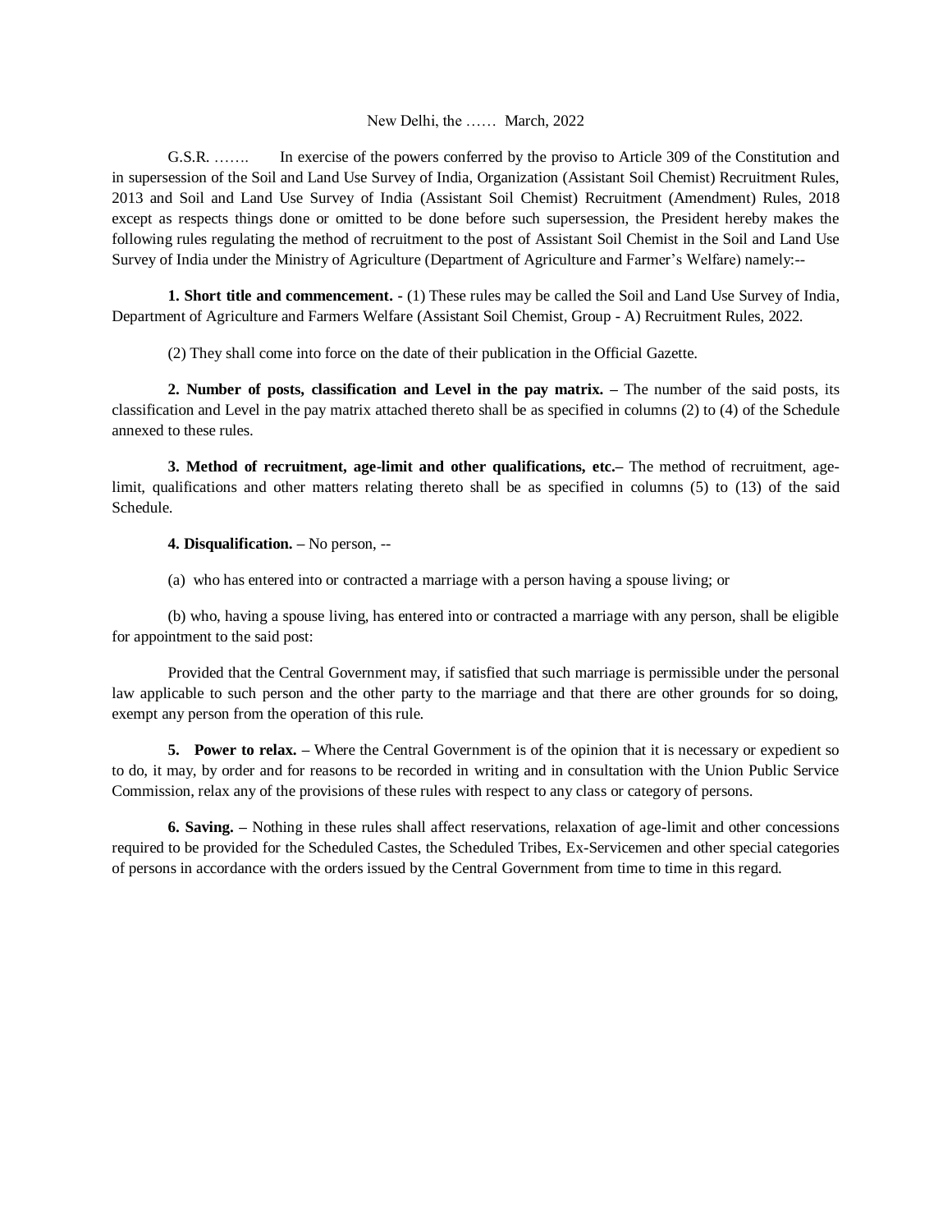New Delhi, the …… March, 2022

G.S.R. ……. In exercise of the powers conferred by the proviso to Article 309 of the Constitution and in supersession of the Soil and Land Use Survey of India, Organization (Assistant Soil Chemist) Recruitment Rules, 2013 and Soil and Land Use Survey of India (Assistant Soil Chemist) Recruitment (Amendment) Rules, 2018 except as respects things done or omitted to be done before such supersession, the President hereby makes the following rules regulating the method of recruitment to the post of Assistant Soil Chemist in the Soil and Land Use Survey of India under the Ministry of Agriculture (Department of Agriculture and Farmer's Welfare) namely:--

**1. Short title and commencement. -** (1) These rules may be called the Soil and Land Use Survey of India, Department of Agriculture and Farmers Welfare (Assistant Soil Chemist, Group - A) Recruitment Rules, 2022.

(2) They shall come into force on the date of their publication in the Official Gazette.

**2. Number of posts, classification and Level in the pay matrix. –** The number of the said posts, its classification and Level in the pay matrix attached thereto shall be as specified in columns (2) to (4) of the Schedule annexed to these rules.

**3. Method of recruitment, age-limit and other qualifications, etc.–** The method of recruitment, age-limit, qualifications and other matters relating thereto shall be as specified in columns (5) to (13) of the said Schedule.

**4. Disqualification. –** No person, --

(a) who has entered into or contracted a marriage with a person having a spouse living; or

(b) who, having a spouse living, has entered into or contracted a marriage with any person, shall be eligible for appointment to the said post:

Provided that the Central Government may, if satisfied that such marriage is permissible under the personal law applicable to such person and the other party to the marriage and that there are other grounds for so doing, exempt any person from the operation of this rule.

**5. Power to relax. –** Where the Central Government is of the opinion that it is necessary or expedient so to do, it may, by order and for reasons to be recorded in writing and in consultation with the Union Public Service Commission, relax any of the provisions of these rules with respect to any class or category of persons.

**6. Saving. –** Nothing in these rules shall affect reservations, relaxation of age-limit and other concessions required to be provided for the Scheduled Castes, the Scheduled Tribes, Ex-Servicemen and other special categories of persons in accordance with the orders issued by the Central Government from time to time in this regard.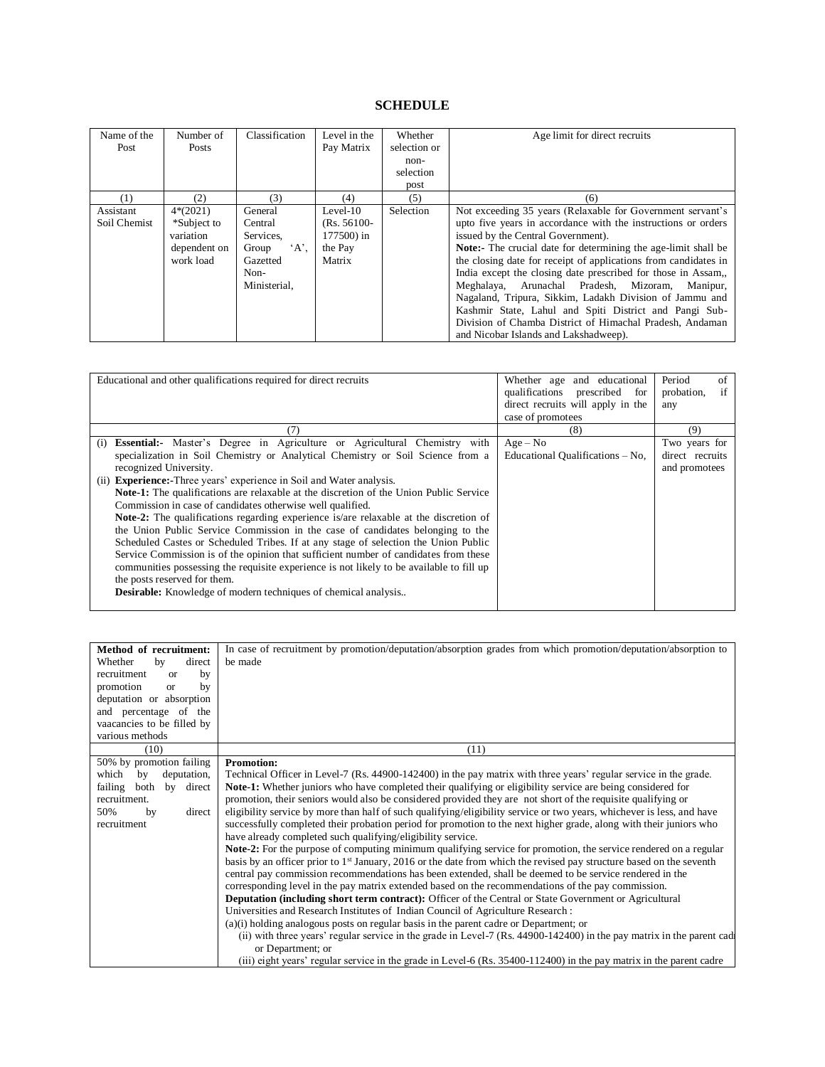# SCHEDULE

| Name of the Post | Number of Posts | Classification | Level in the Pay Matrix | Whether selection or non-selection post | Age limit for direct recruits |
|---|---|---|---|---|---|
| (1) | (2) | (3) | (4) | (5) | (6) |
| Assistant Soil Chemist | 4*(2021) *Subject to variation dependent on work load | General Central Services, Group 'A', Gazetted Non-Ministerial, | Level-10 (Rs. 56100-177500) in the Pay Matrix | Selection | Not exceeding 35 years (Relaxable for Government servant's upto five years in accordance with the instructions or orders issued by the Central Government).<br>**Note:-** The crucial date for determining the age-limit shall be the closing date for receipt of applications from candidates in India except the closing date prescribed for those in Assam,, Meghalaya, Arunachal Pradesh, Mizoram, Manipur, Nagaland, Tripura, Sikkim, Ladakh Division of Jammu and Kashmir State, Lahul and Spiti District and Pangi Sub-Division of Chamba District of Himachal Pradesh, Andaman and Nicobar Islands and Lakshadweep). |

| Educational and other qualifications required for direct recruits | Whether age and educational qualifications prescribed for direct recruits will apply in the case of promotees | Period of probation, if any |
|---|---|---|
| (7) | (8) | (9) |
| (i) **Essential:-** Master's Degree in Agriculture or Agricultural Chemistry with specialization in Soil Chemistry or Analytical Chemistry or Soil Science from a recognized University.<br>(ii) **Experience:-**Three years' experience in Soil and Water analysis.<br>**Note-1:** The qualifications are relaxable at the discretion of the Union Public Service Commission in case of candidates otherwise well qualified.<br>**Note-2:** The qualifications regarding experience is/are relaxable at the discretion of the Union Public Service Commission in the case of candidates belonging to the Scheduled Castes or Scheduled Tribes. If at any stage of selection the Union Public Service Commission is of the opinion that sufficient number of candidates from these communities possessing the requisite experience is not likely to be available to fill up the posts reserved for them.<br>**Desirable:** Knowledge of modern techniques of chemical analysis.. | Age – No<br>Educational Qualifications – No, | Two years for direct recruits and promotees |

| **Method of recruitment:** Whether by direct recruitment or by promotion or by deputation or absorption and percentage of the vaacancies to be filled by various methods | In case of recruitment by promotion/deputation/absorption grades from which promotion/deputation/absorption to be made |
|---|---|
| (10) | (11) |
| 50% by promotion failing which by deputation, failing both by direct recruitment.<br>50% by direct recruitment | **Promotion:**<br>Technical Officer in Level-7 (Rs. 44900-142400) in the pay matrix with three years' regular service in the grade.<br>**Note-1:** Whether juniors who have completed their qualifying or eligibility service are being considered for promotion, their seniors would also be considered provided they are not short of the requisite qualifying or eligibility service by more than half of such qualifying/eligibility service or two years, whichever is less, and have successfully completed their probation period for promotion to the next higher grade, along with their juniors who have already completed such qualifying/eligibility service.<br>**Note-2:** For the purpose of computing minimum qualifying service for promotion, the service rendered on a regular basis by an officer prior to 1st January, 2016 or the date from which the revised pay structure based on the seventh central pay commission recommendations has been extended, shall be deemed to be service rendered in the corresponding level in the pay matrix extended based on the recommendations of the pay commission.<br>**Deputation (including short term contract):** Officer of the Central or State Government or Agricultural Universities and Research Institutes of Indian Council of Agriculture Research :<br>(a)(i) holding analogous posts on regular basis in the parent cadre or Department; or<br>(ii) with three years' regular service in the grade in Level-7 (Rs. 44900-142400) in the pay matrix in the parent cadre or Department; or<br>(iii) eight years' regular service in the grade in Level-6 (Rs. 35400-112400) in the pay matrix in the parent cadre |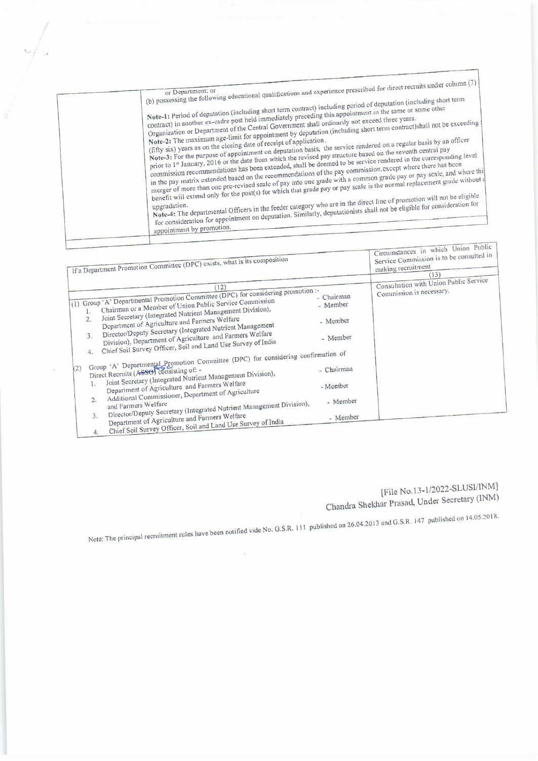| | |
|---|---|
| | or Department; or<br>(b) possessing the following educational qualifications and experience prescribed for direct recruits under column (7)<br><br>**Note-1:** Period of deputation (including short term contract) including period of deputation (including short term contract) in another ex-cadre post held immediately preceding this appointment in the same or some other Organization or Department of the Central Government shall ordinarily not exceed three years.<br>**Note-2:** The maximum age-limit for appointment by deputation (including short term contract)shall not be exceeding (fifty six) years as on the closing date of receipt of application.<br>**Note-3:** For the purpose of appointment on deputation basis, the service rendered on a regular basis by an officer prior to 1st January, 2016 or the date from which the revised pay structure based on the seventh central pay commission recommendations has been extended, shall be deemed to be service rendered in the corresponding level in the pay matrix extended based on the recommendations of the pay commission.except where there has been merger of more than one pre-revised scale of pay into one grade with a common grade pay or pay scale, and where thi benefit will extend only for the post(s) for which that grade pay or pay scale is the normal replacement grade without a upgradation.<br>**Note-4:** The departmental Officers in the feeder category who are in the direct line of promotion will not be eligible for consideration for appointment on deputation. Similarly, deputationists shall not be eligible for consideration for appointment by promotion. |

| If a Department Promotion Committee (DPC) exists, what is its composition | Circumstances in which Union Public Service Commission is to be consulted in making recruitment |
|---|---|
| (12) | (13) |
| (1) Group 'A' Departmental Promotion Committee (DPC) for considering promotion :-<br>1. Chairman or a Member of Union Public Service Commission - Chairman<br>2. Joint Secretary (Integrated Nutrient Management Division), Department of Agriculture and Farmers Welfare - Member<br>3. Director/Deputy Secretary (Integrated Nutrient Management Division), Department of Agriculture and Farmers Welfare - Member<br>4. Chief Soil Survey Officer, Soil and Land Use Survey of India - Member<br><br>(2) Group 'A' Departmental Promotion Committee (DPC) for considering confirmation of Direct Recruits (ASSO ASC) consisting of: -<br>1. Joint Secretary (Integrated Nutrient Management Division), Department of Agriculture and Farmers Welfare - Chairman<br>2. Additional Commissioner, Department of Agriculture and Farmers Welfare - Member<br>3. Director/Deputy Secretary (Integrated Nutrient Management Division), Department of Agriculture and Farmers Welfare - Member<br>4. Chief Soil Survey Officer, Soil and Land Use Survey of India - Member | Consultation with Union Public Service Commission is necessary. |

[File No.13-1/2022-SLUSI/INM]
Chandra Shekhar Prasad, Under Secretary (INM)

Note: The principal recruitment rules have been notified vide No. G.S.R. 111 published on 26.04.2013 and G.S.R. 147 published on 14.05.2018.